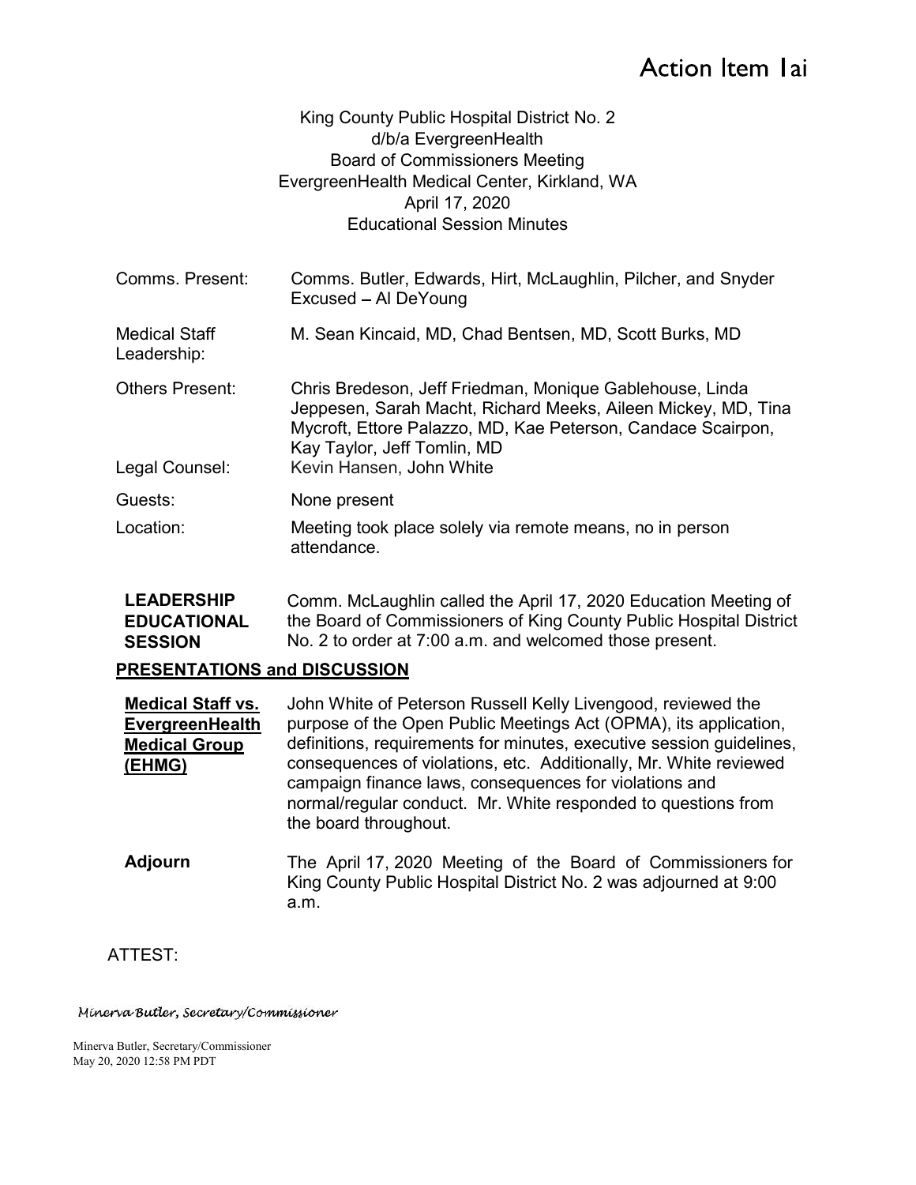# Action Item 1ai

King County Public Hospital District No. 2
d/b/a EvergreenHealth
Board of Commissioners Meeting
EvergreenHealth Medical Center, Kirkland, WA
April 17, 2020
Educational Session Minutes

| | |
|---|---|
| Comms. Present: | Comms. Butler, Edwards, Hirt, McLaughlin, Pilcher, and Snyder<br>Excused – Al DeYoung |
| Medical Staff Leadership: | M. Sean Kincaid, MD, Chad Bentsen, MD, Scott Burks, MD |
| Others Present: | Chris Bredeson, Jeff Friedman, Monique Gablehouse, Linda Jeppesen, Sarah Macht, Richard Meeks, Aileen Mickey, MD, Tina Mycroft, Ettore Palazzo, MD, Kae Peterson, Candace Scairpon, Kay Taylor, Jeff Tomlin, MD |
| Legal Counsel: | Kevin Hansen, John White |
| Guests: | None present |
| Location: | Meeting took place solely via remote means, no in person attendance. |

**LEADERSHIP EDUCATIONAL SESSION**

Comm. McLaughlin called the April 17, 2020 Education Meeting of the Board of Commissioners of King County Public Hospital District No. 2 to order at 7:00 a.m. and welcomed those present.

## PRESENTATIONS and DISCUSSION

**Medical Staff vs. EvergreenHealth Medical Group (EHMG)**

John White of Peterson Russell Kelly Livengood, reviewed the purpose of the Open Public Meetings Act (OPMA), its application, definitions, requirements for minutes, executive session guidelines, consequences of violations, etc. Additionally, Mr. White reviewed campaign finance laws, consequences for violations and normal/regular conduct. Mr. White responded to questions from the board throughout.

**Adjourn**

The April 17, 2020 Meeting of the Board of Commissioners for King County Public Hospital District No. 2 was adjourned at 9:00 a.m.

ATTEST:

*Minerva Butler, Secretary/Commissioner*

Minerva Butler, Secretary/Commissioner
May 20, 2020 12:58 PM PDT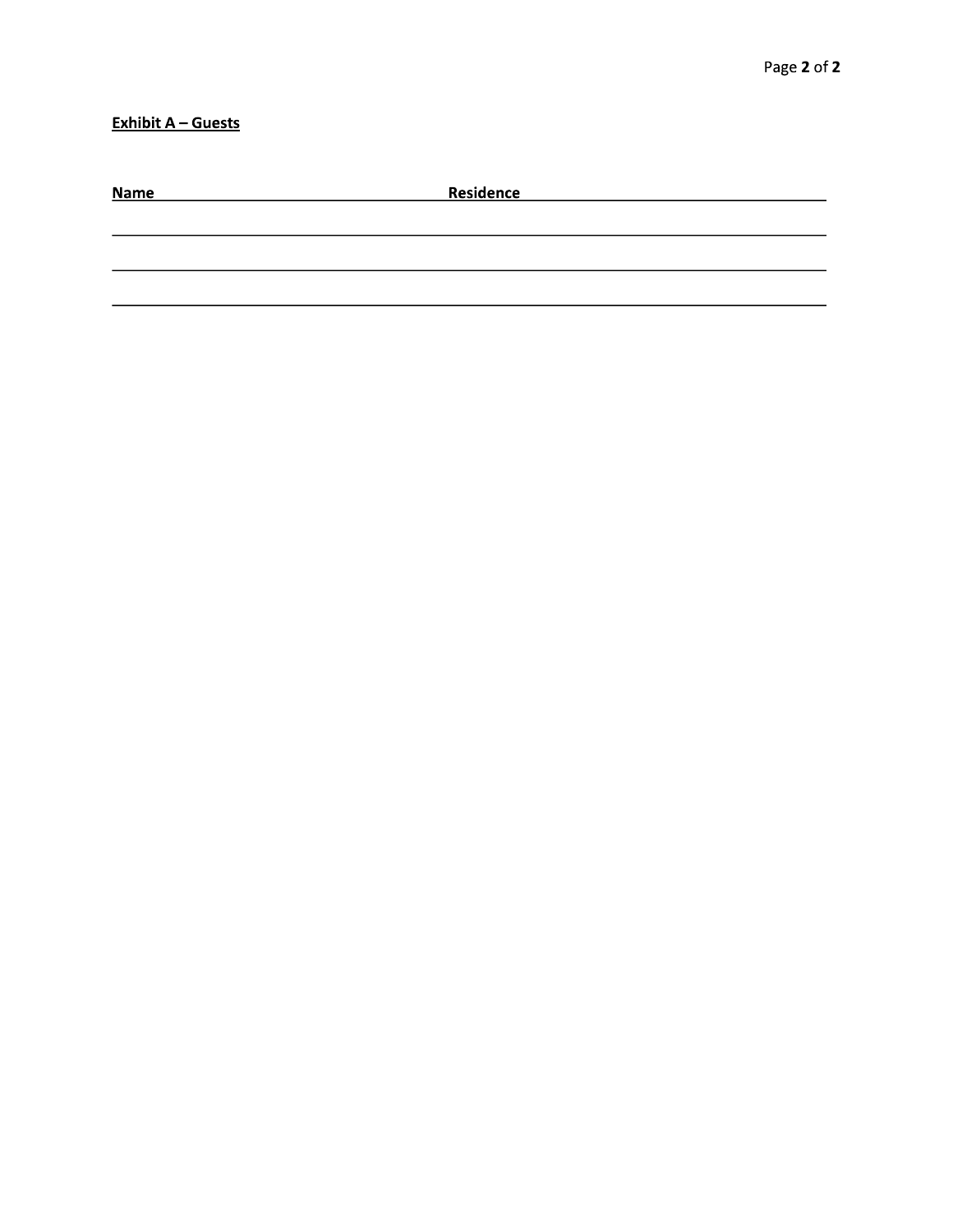**Exhibit A – Guests**

| Name | Residence |
| --- | --- |
| | |
| | |
| | |